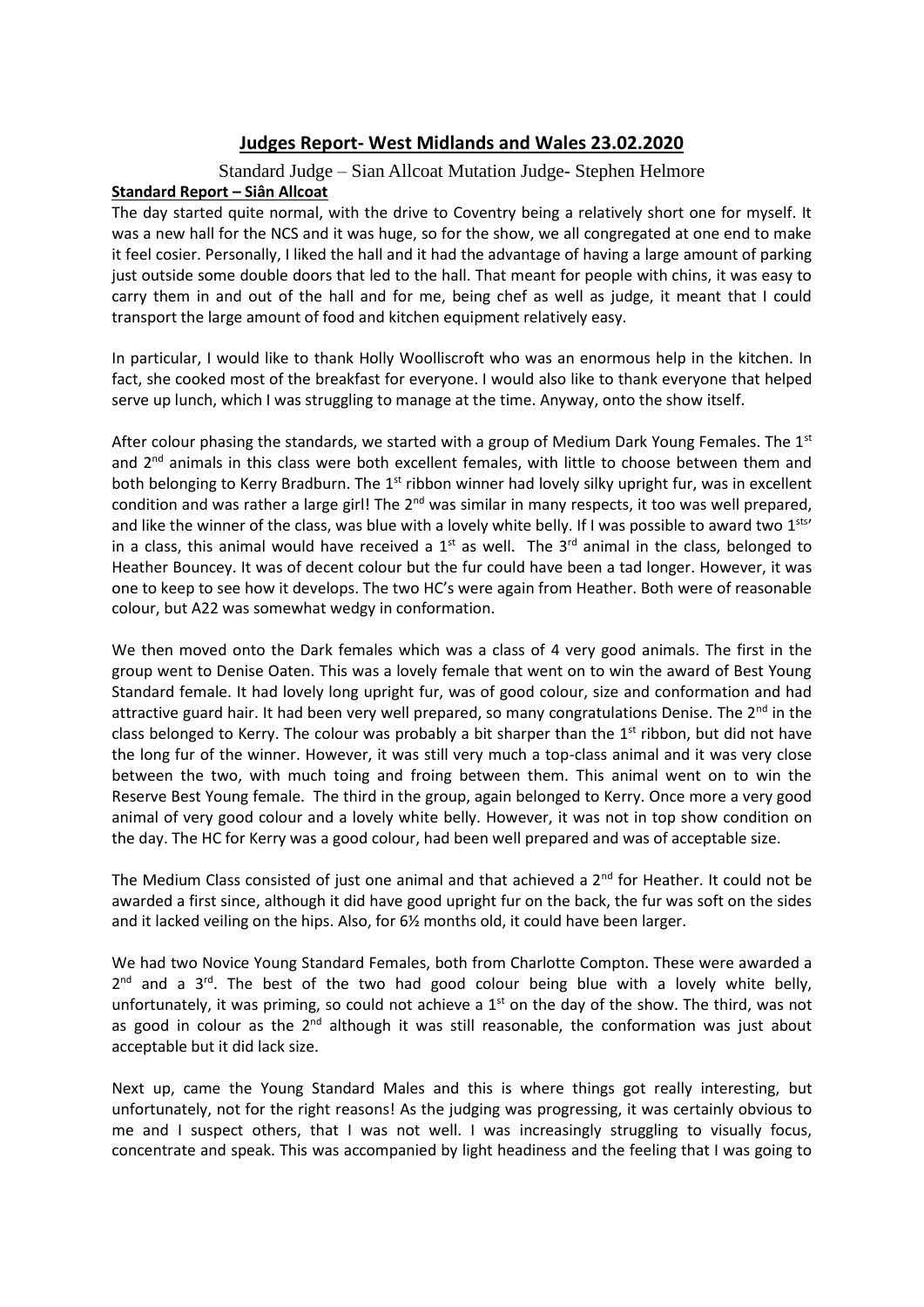# Judges Report- West Midlands and Wales 23.02.2020

Standard Judge – Sian Allcoat Mutation Judge- Stephen Helmore

**Standard Report – Siân Allcoat**

The day started quite normal, with the drive to Coventry being a relatively short one for myself. It was a new hall for the NCS and it was huge, so for the show, we all congregated at one end to make it feel cosier. Personally, I liked the hall and it had the advantage of having a large amount of parking just outside some double doors that led to the hall. That meant for people with chins, it was easy to carry them in and out of the hall and for me, being chef as well as judge, it meant that I could transport the large amount of food and kitchen equipment relatively easy.

In particular, I would like to thank Holly Woolliscroft who was an enormous help in the kitchen. In fact, she cooked most of the breakfast for everyone. I would also like to thank everyone that helped serve up lunch, which I was struggling to manage at the time. Anyway, onto the show itself.

After colour phasing the standards, we started with a group of Medium Dark Young Females. The 1st and 2nd animals in this class were both excellent females, with little to choose between them and both belonging to Kerry Bradburn. The 1st ribbon winner had lovely silky upright fur, was in excellent condition and was rather a large girl! The 2nd was similar in many respects, it too was well prepared, and like the winner of the class, was blue with a lovely white belly. If I was possible to award two 1sts' in a class, this animal would have received a 1st as well. The 3rd animal in the class, belonged to Heather Bouncey. It was of decent colour but the fur could have been a tad longer. However, it was one to keep to see how it develops. The two HC's were again from Heather. Both were of reasonable colour, but A22 was somewhat wedgy in conformation.

We then moved onto the Dark females which was a class of 4 very good animals. The first in the group went to Denise Oaten. This was a lovely female that went on to win the award of Best Young Standard female. It had lovely long upright fur, was of good colour, size and conformation and had attractive guard hair. It had been very well prepared, so many congratulations Denise. The 2nd in the class belonged to Kerry. The colour was probably a bit sharper than the 1st ribbon, but did not have the long fur of the winner. However, it was still very much a top-class animal and it was very close between the two, with much toing and froing between them. This animal went on to win the Reserve Best Young female. The third in the group, again belonged to Kerry. Once more a very good animal of very good colour and a lovely white belly. However, it was not in top show condition on the day. The HC for Kerry was a good colour, had been well prepared and was of acceptable size.

The Medium Class consisted of just one animal and that achieved a 2nd for Heather. It could not be awarded a first since, although it did have good upright fur on the back, the fur was soft on the sides and it lacked veiling on the hips. Also, for 6½ months old, it could have been larger.

We had two Novice Young Standard Females, both from Charlotte Compton. These were awarded a 2nd and a 3rd. The best of the two had good colour being blue with a lovely white belly, unfortunately, it was priming, so could not achieve a 1st on the day of the show. The third, was not as good in colour as the 2nd although it was still reasonable, the conformation was just about acceptable but it did lack size.

Next up, came the Young Standard Males and this is where things got really interesting, but unfortunately, not for the right reasons! As the judging was progressing, it was certainly obvious to me and I suspect others, that I was not well. I was increasingly struggling to visually focus, concentrate and speak. This was accompanied by light headiness and the feeling that I was going to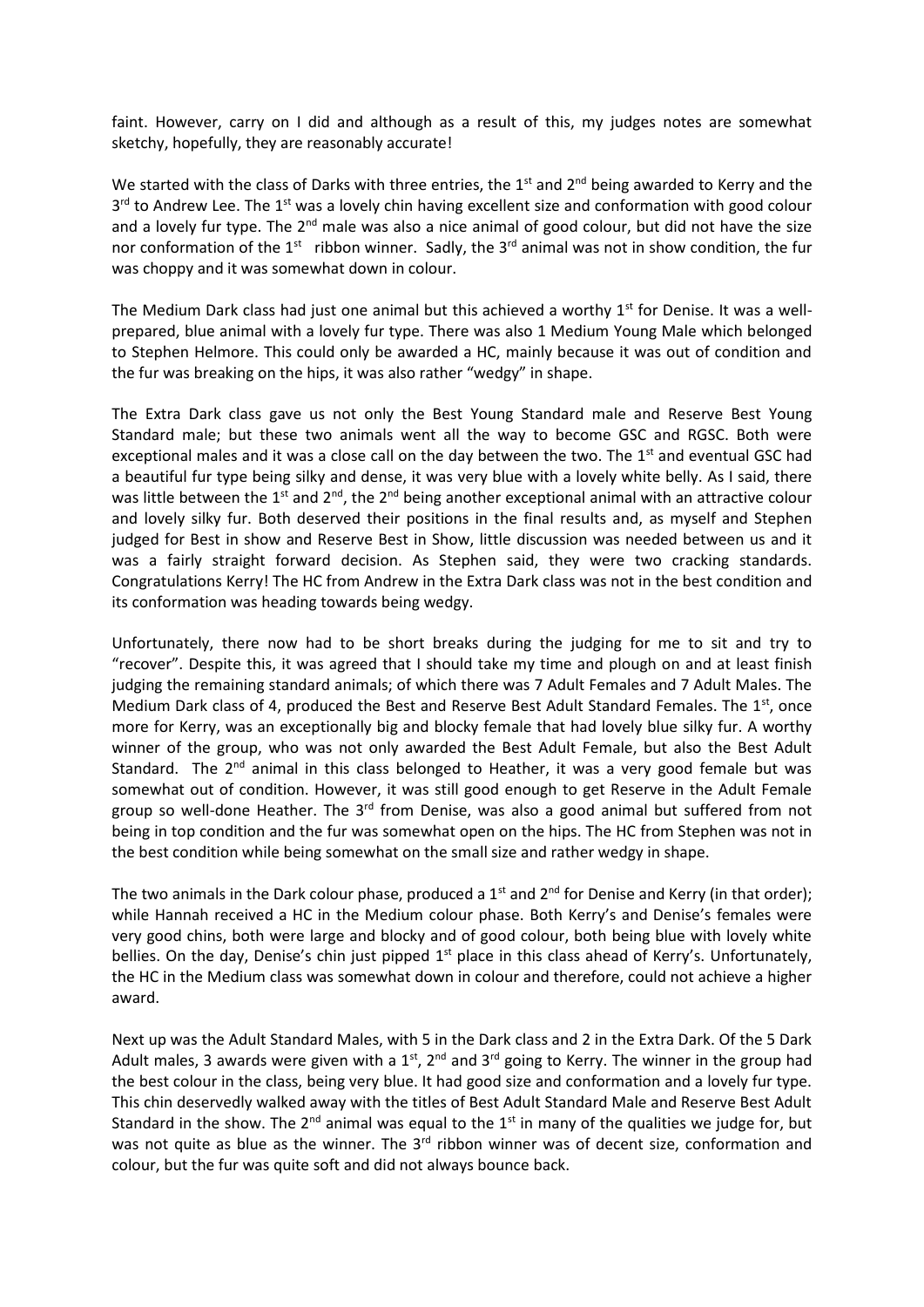faint. However, carry on I did and although as a result of this, my judges notes are somewhat sketchy, hopefully, they are reasonably accurate!

We started with the class of Darks with three entries, the 1st and 2nd being awarded to Kerry and the 3rd to Andrew Lee. The 1st was a lovely chin having excellent size and conformation with good colour and a lovely fur type. The 2nd male was also a nice animal of good colour, but did not have the size nor conformation of the 1st ribbon winner. Sadly, the 3rd animal was not in show condition, the fur was choppy and it was somewhat down in colour.

The Medium Dark class had just one animal but this achieved a worthy 1st for Denise. It was a well-prepared, blue animal with a lovely fur type. There was also 1 Medium Young Male which belonged to Stephen Helmore. This could only be awarded a HC, mainly because it was out of condition and the fur was breaking on the hips, it was also rather "wedgy" in shape.

The Extra Dark class gave us not only the Best Young Standard male and Reserve Best Young Standard male; but these two animals went all the way to become GSC and RGSC. Both were exceptional males and it was a close call on the day between the two. The 1st and eventual GSC had a beautiful fur type being silky and dense, it was very blue with a lovely white belly. As I said, there was little between the 1st and 2nd, the 2nd being another exceptional animal with an attractive colour and lovely silky fur. Both deserved their positions in the final results and, as myself and Stephen judged for Best in show and Reserve Best in Show, little discussion was needed between us and it was a fairly straight forward decision. As Stephen said, they were two cracking standards. Congratulations Kerry! The HC from Andrew in the Extra Dark class was not in the best condition and its conformation was heading towards being wedgy.

Unfortunately, there now had to be short breaks during the judging for me to sit and try to "recover". Despite this, it was agreed that I should take my time and plough on and at least finish judging the remaining standard animals; of which there was 7 Adult Females and 7 Adult Males. The Medium Dark class of 4, produced the Best and Reserve Best Adult Standard Females. The 1st, once more for Kerry, was an exceptionally big and blocky female that had lovely blue silky fur. A worthy winner of the group, who was not only awarded the Best Adult Female, but also the Best Adult Standard. The 2nd animal in this class belonged to Heather, it was a very good female but was somewhat out of condition. However, it was still good enough to get Reserve in the Adult Female group so well-done Heather. The 3rd from Denise, was also a good animal but suffered from not being in top condition and the fur was somewhat open on the hips. The HC from Stephen was not in the best condition while being somewhat on the small size and rather wedgy in shape.

The two animals in the Dark colour phase, produced a 1st and 2nd for Denise and Kerry (in that order); while Hannah received a HC in the Medium colour phase. Both Kerry's and Denise's females were very good chins, both were large and blocky and of good colour, both being blue with lovely white bellies. On the day, Denise's chin just pipped 1st place in this class ahead of Kerry's. Unfortunately, the HC in the Medium class was somewhat down in colour and therefore, could not achieve a higher award.

Next up was the Adult Standard Males, with 5 in the Dark class and 2 in the Extra Dark. Of the 5 Dark Adult males, 3 awards were given with a 1st, 2nd and 3rd going to Kerry. The winner in the group had the best colour in the class, being very blue. It had good size and conformation and a lovely fur type. This chin deservedly walked away with the titles of Best Adult Standard Male and Reserve Best Adult Standard in the show. The 2nd animal was equal to the 1st in many of the qualities we judge for, but was not quite as blue as the winner. The 3rd ribbon winner was of decent size, conformation and colour, but the fur was quite soft and did not always bounce back.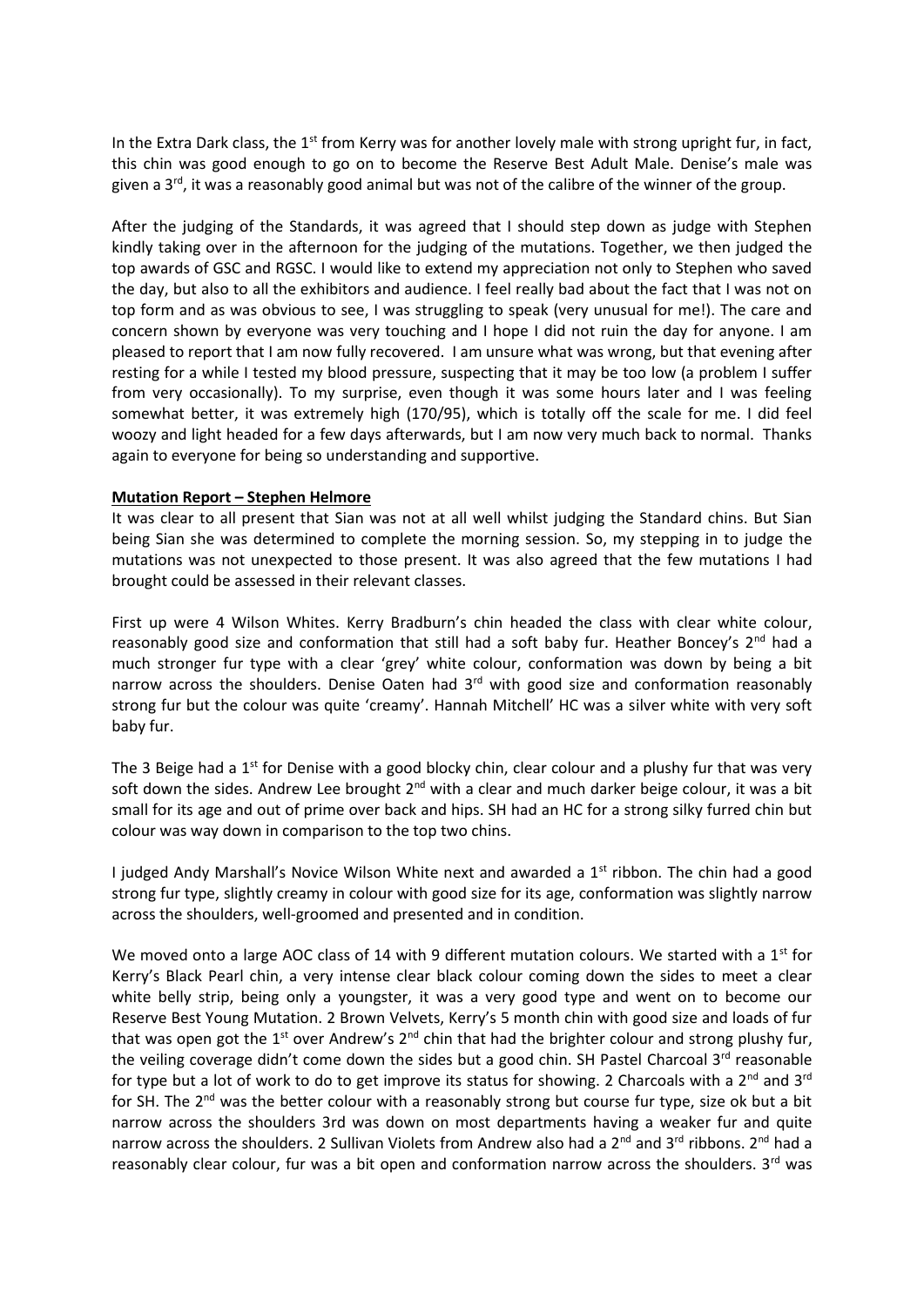In the Extra Dark class, the 1st from Kerry was for another lovely male with strong upright fur, in fact, this chin was good enough to go on to become the Reserve Best Adult Male. Denise's male was given a 3rd, it was a reasonably good animal but was not of the calibre of the winner of the group.

After the judging of the Standards, it was agreed that I should step down as judge with Stephen kindly taking over in the afternoon for the judging of the mutations. Together, we then judged the top awards of GSC and RGSC. I would like to extend my appreciation not only to Stephen who saved the day, but also to all the exhibitors and audience. I feel really bad about the fact that I was not on top form and as was obvious to see, I was struggling to speak (very unusual for me!). The care and concern shown by everyone was very touching and I hope I did not ruin the day for anyone. I am pleased to report that I am now fully recovered. I am unsure what was wrong, but that evening after resting for a while I tested my blood pressure, suspecting that it may be too low (a problem I suffer from very occasionally). To my surprise, even though it was some hours later and I was feeling somewhat better, it was extremely high (170/95), which is totally off the scale for me. I did feel woozy and light headed for a few days afterwards, but I am now very much back to normal. Thanks again to everyone for being so understanding and supportive.

**Mutation Report – Stephen Helmore**

It was clear to all present that Sian was not at all well whilst judging the Standard chins. But Sian being Sian she was determined to complete the morning session. So, my stepping in to judge the mutations was not unexpected to those present. It was also agreed that the few mutations I had brought could be assessed in their relevant classes.

First up were 4 Wilson Whites. Kerry Bradburn's chin headed the class with clear white colour, reasonably good size and conformation that still had a soft baby fur. Heather Boncey's 2nd had a much stronger fur type with a clear 'grey' white colour, conformation was down by being a bit narrow across the shoulders. Denise Oaten had 3rd with good size and conformation reasonably strong fur but the colour was quite 'creamy'. Hannah Mitchell' HC was a silver white with very soft baby fur.

The 3 Beige had a 1st for Denise with a good blocky chin, clear colour and a plushy fur that was very soft down the sides. Andrew Lee brought 2nd with a clear and much darker beige colour, it was a bit small for its age and out of prime over back and hips. SH had an HC for a strong silky furred chin but colour was way down in comparison to the top two chins.

I judged Andy Marshall's Novice Wilson White next and awarded a 1st ribbon. The chin had a good strong fur type, slightly creamy in colour with good size for its age, conformation was slightly narrow across the shoulders, well-groomed and presented and in condition.

We moved onto a large AOC class of 14 with 9 different mutation colours. We started with a 1st for Kerry's Black Pearl chin, a very intense clear black colour coming down the sides to meet a clear white belly strip, being only a youngster, it was a very good type and went on to become our Reserve Best Young Mutation. 2 Brown Velvets, Kerry's 5 month chin with good size and loads of fur that was open got the 1st over Andrew's 2nd chin that had the brighter colour and strong plushy fur, the veiling coverage didn't come down the sides but a good chin. SH Pastel Charcoal 3rd reasonable for type but a lot of work to do to get improve its status for showing. 2 Charcoals with a 2nd and 3rd for SH. The 2nd was the better colour with a reasonably strong but course fur type, size ok but a bit narrow across the shoulders 3rd was down on most departments having a weaker fur and quite narrow across the shoulders. 2 Sullivan Violets from Andrew also had a 2nd and 3rd ribbons. 2nd had a reasonably clear colour, fur was a bit open and conformation narrow across the shoulders. 3rd was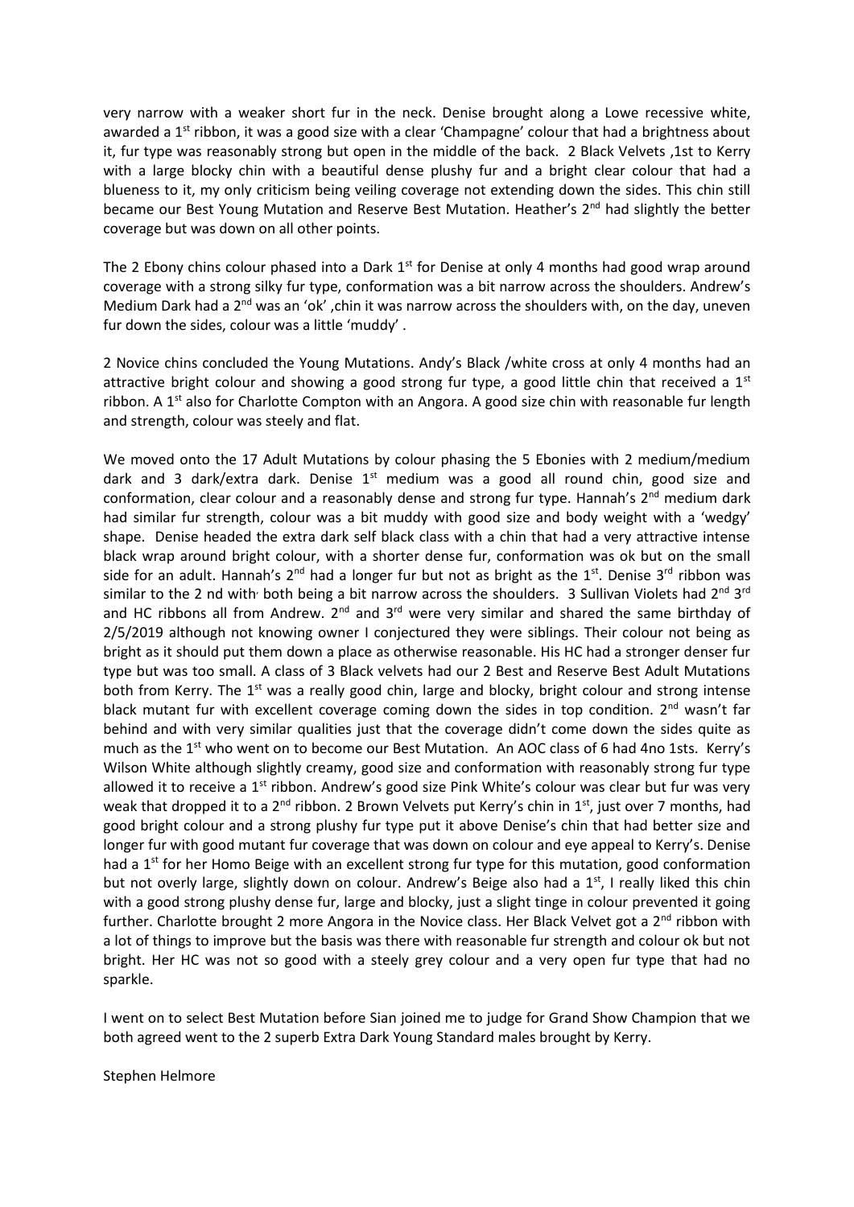very narrow with a weaker short fur in the neck. Denise brought along a Lowe recessive white, awarded a 1st ribbon, it was a good size with a clear 'Champagne' colour that had a brightness about it, fur type was reasonably strong but open in the middle of the back. 2 Black Velvets ,1st to Kerry with a large blocky chin with a beautiful dense plushy fur and a bright clear colour that had a blueness to it, my only criticism being veiling coverage not extending down the sides. This chin still became our Best Young Mutation and Reserve Best Mutation. Heather's 2nd had slightly the better coverage but was down on all other points.

The 2 Ebony chins colour phased into a Dark 1st for Denise at only 4 months had good wrap around coverage with a strong silky fur type, conformation was a bit narrow across the shoulders. Andrew's Medium Dark had a 2nd was an 'ok' ,chin it was narrow across the shoulders with, on the day, uneven fur down the sides, colour was a little 'muddy' .

2 Novice chins concluded the Young Mutations. Andy's Black /white cross at only 4 months had an attractive bright colour and showing a good strong fur type, a good little chin that received a 1st ribbon. A 1st also for Charlotte Compton with an Angora. A good size chin with reasonable fur length and strength, colour was steely and flat.

We moved onto the 17 Adult Mutations by colour phasing the 5 Ebonies with 2 medium/medium dark and 3 dark/extra dark. Denise 1st medium was a good all round chin, good size and conformation, clear colour and a reasonably dense and strong fur type. Hannah's 2nd medium dark had similar fur strength, colour was a bit muddy with good size and body weight with a 'wedgy' shape. Denise headed the extra dark self black class with a chin that had a very attractive intense black wrap around bright colour, with a shorter dense fur, conformation was ok but on the small side for an adult. Hannah's 2nd had a longer fur but not as bright as the 1st. Denise 3rd ribbon was similar to the 2 nd with, both being a bit narrow across the shoulders. 3 Sullivan Violets had 2nd 3rd and HC ribbons all from Andrew. 2nd and 3rd were very similar and shared the same birthday of 2/5/2019 although not knowing owner I conjectured they were siblings. Their colour not being as bright as it should put them down a place as otherwise reasonable. His HC had a stronger denser fur type but was too small. A class of 3 Black velvets had our 2 Best and Reserve Best Adult Mutations both from Kerry. The 1st was a really good chin, large and blocky, bright colour and strong intense black mutant fur with excellent coverage coming down the sides in top condition. 2nd wasn't far behind and with very similar qualities just that the coverage didn't come down the sides quite as much as the 1st who went on to become our Best Mutation. An AOC class of 6 had 4no 1sts. Kerry's Wilson White although slightly creamy, good size and conformation with reasonably strong fur type allowed it to receive a 1st ribbon. Andrew's good size Pink White's colour was clear but fur was very weak that dropped it to a 2nd ribbon. 2 Brown Velvets put Kerry's chin in 1st, just over 7 months, had good bright colour and a strong plushy fur type put it above Denise's chin that had better size and longer fur with good mutant fur coverage that was down on colour and eye appeal to Kerry's. Denise had a 1st for her Homo Beige with an excellent strong fur type for this mutation, good conformation but not overly large, slightly down on colour. Andrew's Beige also had a 1st, I really liked this chin with a good strong plushy dense fur, large and blocky, just a slight tinge in colour prevented it going further. Charlotte brought 2 more Angora in the Novice class. Her Black Velvet got a 2nd ribbon with a lot of things to improve but the basis was there with reasonable fur strength and colour ok but not bright. Her HC was not so good with a steely grey colour and a very open fur type that had no sparkle.

I went on to select Best Mutation before Sian joined me to judge for Grand Show Champion that we both agreed went to the 2 superb Extra Dark Young Standard males brought by Kerry.

Stephen Helmore